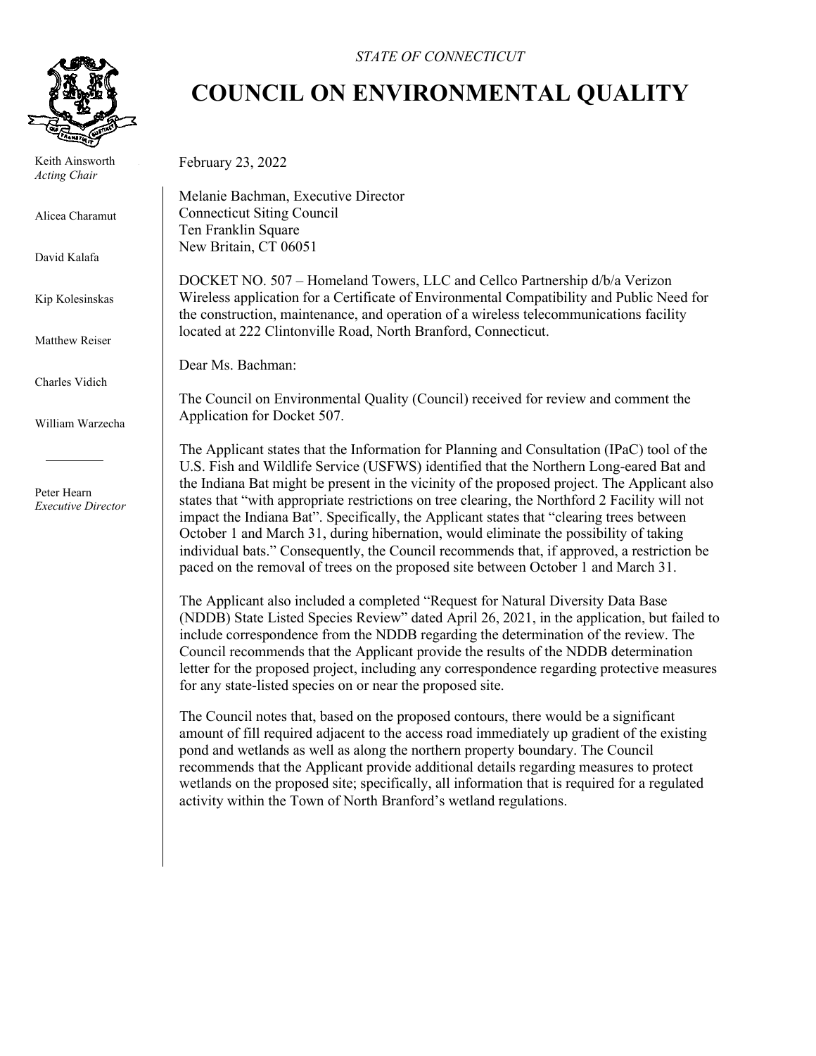*STATE OF CONNECTICUT*

# COUNCIL ON ENVIRONMENTAL QUALITY

Keith Ainsworth
*Acting Chair*

Alicea Charamut

David Kalafa

Kip Kolesinskas

Matthew Reiser

Charles Vidich

William Warzecha

Peter Hearn
*Executive Director*

February 23, 2022

Melanie Bachman, Executive Director
Connecticut Siting Council
Ten Franklin Square
New Britain, CT 06051

DOCKET NO. 507 – Homeland Towers, LLC and Cellco Partnership d/b/a Verizon Wireless application for a Certificate of Environmental Compatibility and Public Need for the construction, maintenance, and operation of a wireless telecommunications facility located at 222 Clintonville Road, North Branford, Connecticut.

Dear Ms. Bachman:

The Council on Environmental Quality (Council) received for review and comment the Application for Docket 507.

The Applicant states that the Information for Planning and Consultation (IPaC) tool of the U.S. Fish and Wildlife Service (USFWS) identified that the Northern Long-eared Bat and the Indiana Bat might be present in the vicinity of the proposed project. The Applicant also states that "with appropriate restrictions on tree clearing, the Northford 2 Facility will not impact the Indiana Bat". Specifically, the Applicant states that "clearing trees between October 1 and March 31, during hibernation, would eliminate the possibility of taking individual bats." Consequently, the Council recommends that, if approved, a restriction be paced on the removal of trees on the proposed site between October 1 and March 31.

The Applicant also included a completed "Request for Natural Diversity Data Base (NDDB) State Listed Species Review" dated April 26, 2021, in the application, but failed to include correspondence from the NDDB regarding the determination of the review. The Council recommends that the Applicant provide the results of the NDDB determination letter for the proposed project, including any correspondence regarding protective measures for any state-listed species on or near the proposed site.

The Council notes that, based on the proposed contours, there would be a significant amount of fill required adjacent to the access road immediately up gradient of the existing pond and wetlands as well as along the northern property boundary. The Council recommends that the Applicant provide additional details regarding measures to protect wetlands on the proposed site; specifically, all information that is required for a regulated activity within the Town of North Branford's wetland regulations.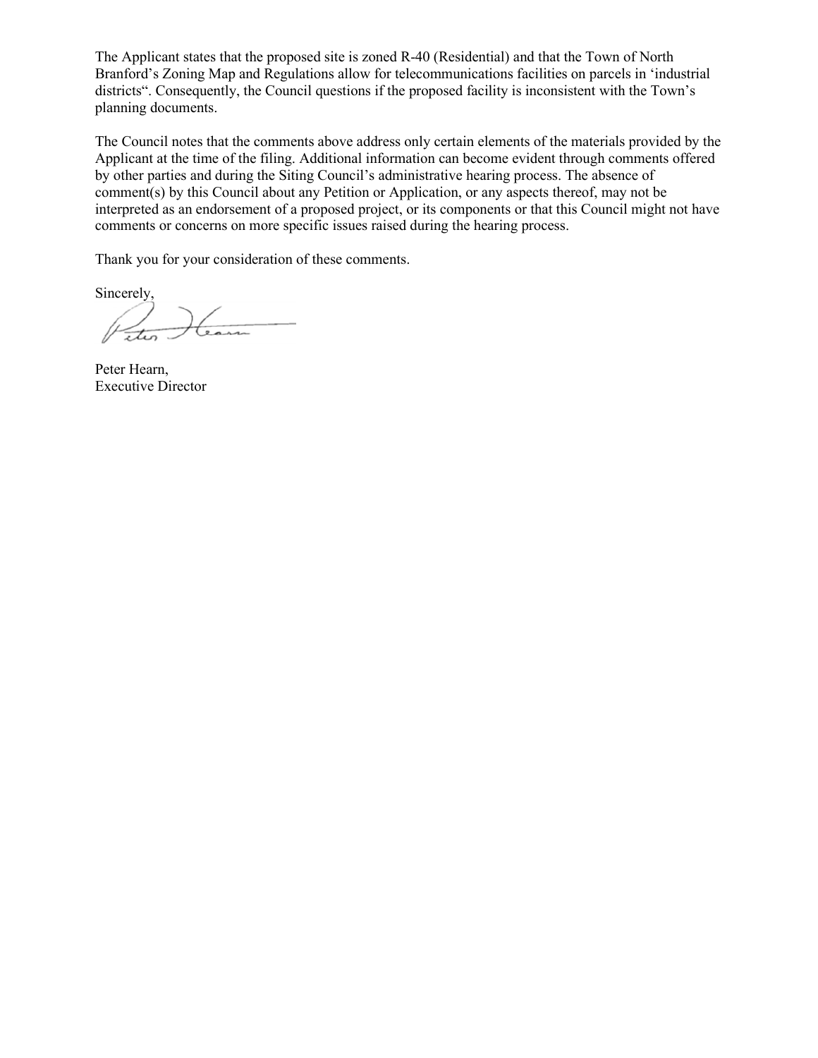The Applicant states that the proposed site is zoned R-40 (Residential) and that the Town of North Branford's Zoning Map and Regulations allow for telecommunications facilities on parcels in 'industrial districts". Consequently, the Council questions if the proposed facility is inconsistent with the Town's planning documents.

The Council notes that the comments above address only certain elements of the materials provided by the Applicant at the time of the filing. Additional information can become evident through comments offered by other parties and during the Siting Council's administrative hearing process. The absence of comment(s) by this Council about any Petition or Application, or any aspects thereof, may not be interpreted as an endorsement of a proposed project, or its components or that this Council might not have comments or concerns on more specific issues raised during the hearing process.

Thank you for your consideration of these comments.

Sincerely,

Peter Hearn,
Executive Director